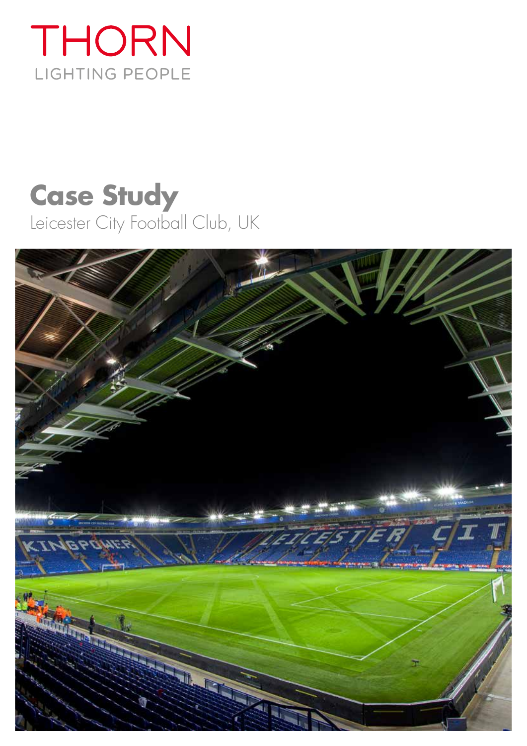THORN

LIGHTING PEOPLE

# Case Study

Leicester City Football Club, UK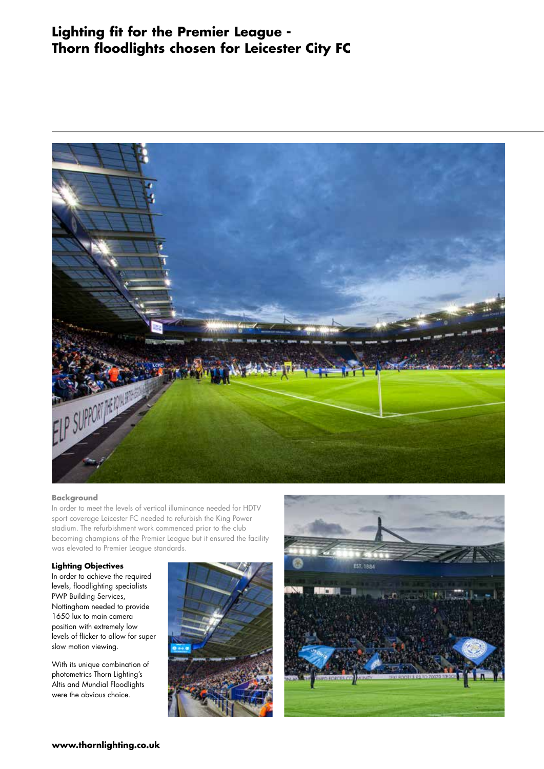# Lighting fit for the Premier League - Thorn floodlights chosen for Leicester City FC

### Background

In order to meet the levels of vertical illuminance needed for HDTV sport coverage Leicester FC needed to refurbish the King Power stadium. The refurbishment work commenced prior to the club becoming champions of the Premier League but it ensured the facility was elevated to Premier League standards.

### Lighting Objectives

In order to achieve the required levels, floodlighting specialists PWP Building Services, Nottingham needed to provide 1650 lux to main camera position with extremely low levels of flicker to allow for super slow motion viewing.

With its unique combination of photometrics Thorn Lighting's Altis and Mundial Floodlights were the obvious choice.

**www.thornlighting.co.uk**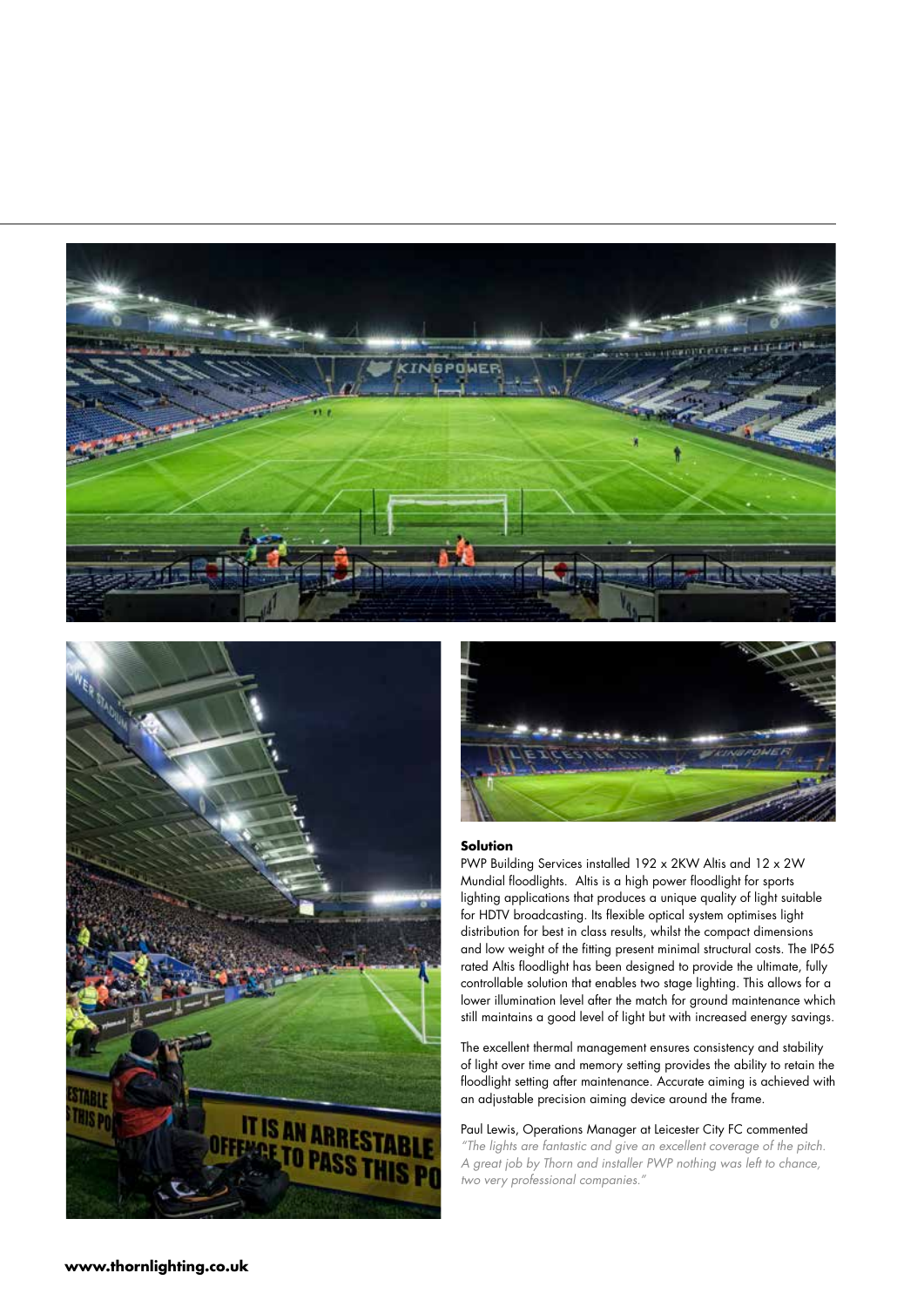## Solution

PWP Building Services installed 192 x 2KW Altis and 12 x 2W Mundial floodlights. Altis is a high power floodlight for sports lighting applications that produces a unique quality of light suitable for HDTV broadcasting. Its flexible optical system optimises light distribution for best in class results, whilst the compact dimensions and low weight of the fitting present minimal structural costs. The IP65 rated Altis floodlight has been designed to provide the ultimate, fully controllable solution that enables two stage lighting. This allows for a lower illumination level after the match for ground maintenance which still maintains a good level of light but with increased energy savings.

The excellent thermal management ensures consistency and stability of light over time and memory setting provides the ability to retain the floodlight setting after maintenance. Accurate aiming is achieved with an adjustable precision aiming device around the frame.

Paul Lewis, Operations Manager at Leicester City FC commented *"The lights are fantastic and give an excellent coverage of the pitch. A great job by Thorn and installer PWP nothing was left to chance, two very professional companies."*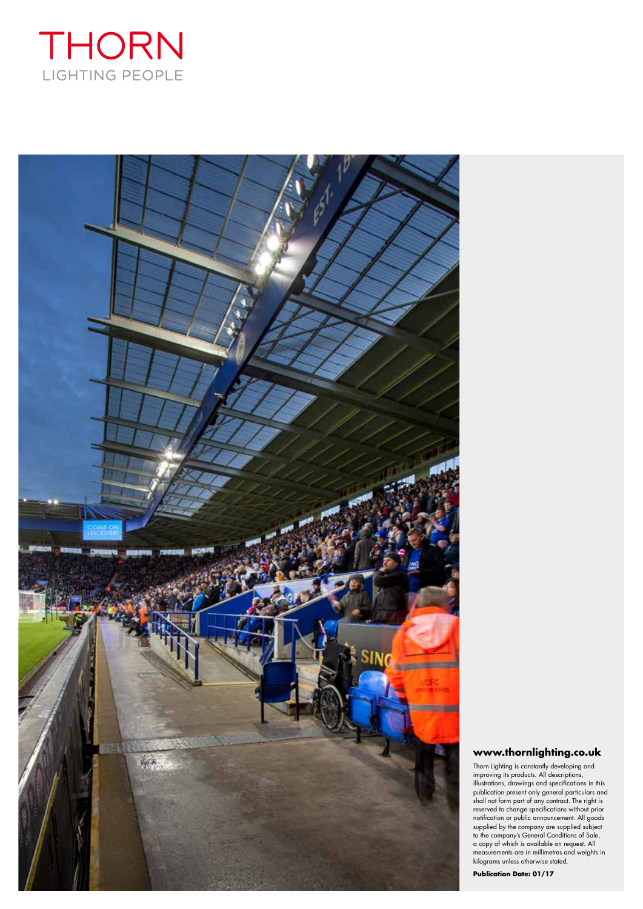THORN

LIGHTING PEOPLE

**www.thornlighting.co.uk**

Thorn Lighting is constantly developing and improving its products. All descriptions, illustrations, drawings and specifications in this publication present only general particulars and shall not form part of any contract. The right is reserved to change specifications without prior notification or public announcement. All goods supplied by the company are supplied subject to the company's General Conditions of Sale, a copy of which is available on request. All measurements are in millimetres and weights in kilograms unless otherwise stated.

**Publication Date: 01/17**